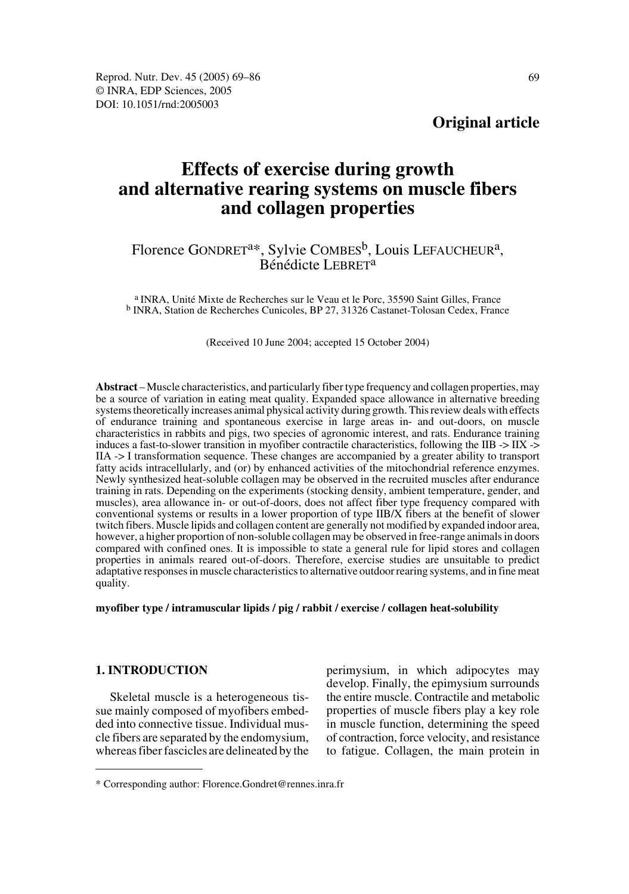Reprod. Nutr. Dev. 45 (2005) 69–86
© INRA, EDP Sciences, 2005
DOI: 10.1051/rnd:2005003

**Original article**

# Effects of exercise during growth and alternative rearing systems on muscle fibers and collagen properties

Florence GONDRET[a*], Sylvie COMBES[b], Louis LEFAUCHEUR[a], Bénédicte LEBRET[a]

[a] INRA, Unité Mixte de Recherches sur le Veau et le Porc, 35590 Saint Gilles, France
[b] INRA, Station de Recherches Cunicoles, BP 27, 31326 Castanet-Tolosan Cedex, France

(Received 10 June 2004; accepted 15 October 2004)

**Abstract** – Muscle characteristics, and particularly fiber type frequency and collagen properties, may be a source of variation in eating meat quality. Expanded space allowance in alternative breeding systems theoretically increases animal physical activity during growth. This review deals with effects of endurance training and spontaneous exercise in large areas in- and out-doors, on muscle characteristics in rabbits and pigs, two species of agronomic interest, and rats. Endurance training induces a fast-to-slower transition in myofiber contractile characteristics, following the IIB -> IIX -> IIA -> I transformation sequence. These changes are accompanied by a greater ability to transport fatty acids intracellularly, and (or) by enhanced activities of the mitochondrial reference enzymes. Newly synthesized heat-soluble collagen may be observed in the recruited muscles after endurance training in rats. Depending on the experiments (stocking density, ambient temperature, gender, and muscles), area allowance in- or out-of-doors, does not affect fiber type frequency compared with conventional systems or results in a lower proportion of type IIB/X fibers at the benefit of slower twitch fibers. Muscle lipids and collagen content are generally not modified by expanded indoor area, however, a higher proportion of non-soluble collagen may be observed in free-range animals in doors compared with confined ones. It is impossible to state a general rule for lipid stores and collagen properties in animals reared out-of-doors. Therefore, exercise studies are unsuitable to predict adaptative responses in muscle characteristics to alternative outdoor rearing systems, and in fine meat quality.

**myofiber type / intramuscular lipids / pig / rabbit / exercise / collagen heat-solubility**

## 1. INTRODUCTION

Skeletal muscle is a heterogeneous tissue mainly composed of myofibers embedded into connective tissue. Individual muscle fibers are separated by the endomysium, whereas fiber fascicles are delineated by the perimysium, in which adipocytes may develop. Finally, the epimysium surrounds the entire muscle. Contractile and metabolic properties of muscle fibers play a key role in muscle function, determining the speed of contraction, force velocity, and resistance to fatigue. Collagen, the main protein in

* Corresponding author: Florence.Gondret@rennes.inra.fr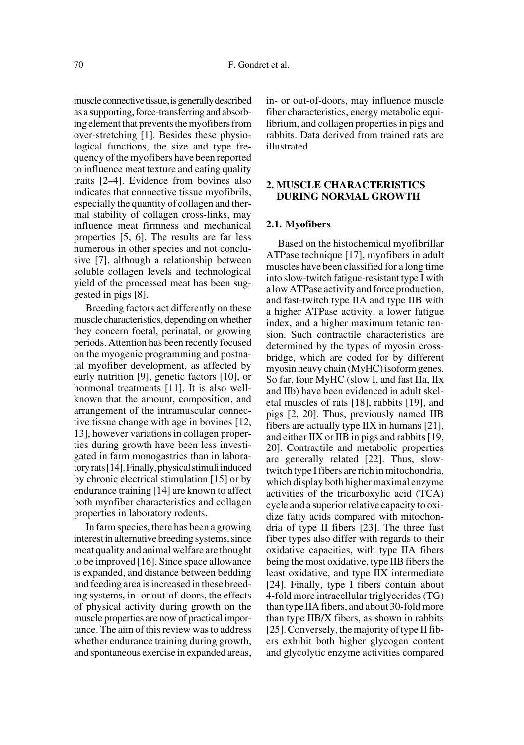muscle connective tissue, is generally described as a supporting, force-transferring and absorbing element that prevents the myofibers from over-stretching [1]. Besides these physiological functions, the size and type frequency of the myofibers have been reported to influence meat texture and eating quality traits [2–4]. Evidence from bovines also indicates that connective tissue myofibrils, especially the quantity of collagen and thermal stability of collagen cross-links, may influence meat firmness and mechanical properties [5, 6]. The results are far less numerous in other species and not conclusive [7], although a relationship between soluble collagen levels and technological yield of the processed meat has been suggested in pigs [8].

Breeding factors act differently on these muscle characteristics, depending on whether they concern foetal, perinatal, or growing periods. Attention has been recently focused on the myogenic programming and postnatal myofiber development, as affected by early nutrition [9], genetic factors [10], or hormonal treatments [11]. It is also well-known that the amount, composition, and arrangement of the intramuscular connective tissue change with age in bovines [12, 13], however variations in collagen properties during growth have been less investigated in farm monogastrics than in laboratory rats [14]. Finally, physical stimuli induced by chronic electrical stimulation [15] or by endurance training [14] are known to affect both myofiber characteristics and collagen properties in laboratory rodents.

In farm species, there has been a growing interest in alternative breeding systems, since meat quality and animal welfare are thought to be improved [16]. Since space allowance is expanded, and distance between bedding and feeding area is increased in these breeding systems, in- or out-of-doors, the effects of physical activity during growth on the muscle properties are now of practical importance. The aim of this review was to address whether endurance training during growth, and spontaneous exercise in expanded areas, in- or out-of-doors, may influence muscle fiber characteristics, energy metabolic equilibrium, and collagen properties in pigs and rabbits. Data derived from trained rats are illustrated.

## 2. MUSCLE CHARACTERISTICS DURING NORMAL GROWTH

### 2.1. Myofibers

Based on the histochemical myofibrillar ATPase technique [17], myofibers in adult muscles have been classified for a long time into slow-twitch fatigue-resistant type I with a low ATPase activity and force production, and fast-twitch type IIA and type IIB with a higher ATPase activity, a lower fatigue index, and a higher maximum tetanic tension. Such contractile characteristics are determined by the types of myosin cross-bridge, which are coded for by different myosin heavy chain (MyHC) isoform genes. So far, four MyHC (slow I, and fast IIa, IIx and IIb) have been evidenced in adult skeletal muscles of rats [18], rabbits [19], and pigs [2, 20]. Thus, previously named IIB fibers are actually type IIX in humans [21], and either IIX or IIB in pigs and rabbits [19, 20]. Contractile and metabolic properties are generally related [22]. Thus, slow-twitch type I fibers are rich in mitochondria, which display both higher maximal enzyme activities of the tricarboxylic acid (TCA) cycle and a superior relative capacity to oxidize fatty acids compared with mitochondria of type II fibers [23]. The three fast fiber types also differ with regards to their oxidative capacities, with type IIA fibers being the most oxidative, type IIB fibers the least oxidative, and type IIX intermediate [24]. Finally, type I fibers contain about 4-fold more intracellular triglycerides (TG) than type IIA fibers, and about 30-fold more than type IIB/X fibers, as shown in rabbits [25]. Conversely, the majority of type II fibers exhibit both higher glycogen content and glycolytic enzyme activities compared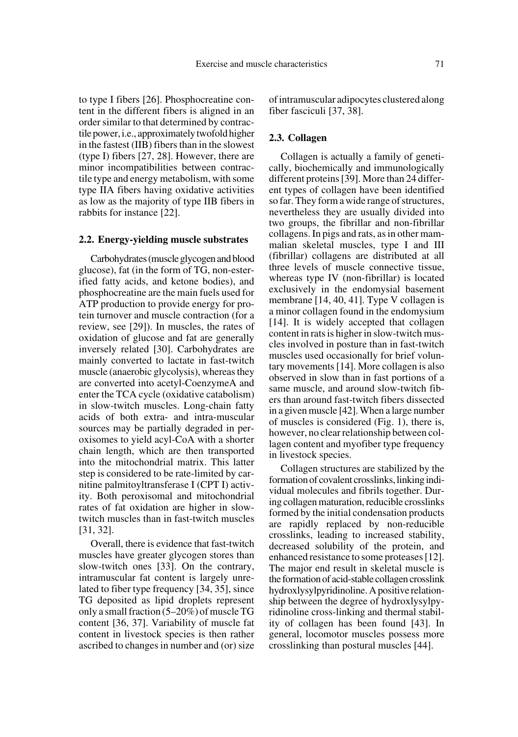to type I fibers [26]. Phosphocreatine content in the different fibers is aligned in an order similar to that determined by contractile power, i.e., approximately twofold higher in the fastest (IIB) fibers than in the slowest (type I) fibers [27, 28]. However, there are minor incompatibilities between contractile type and energy metabolism, with some type IIA fibers having oxidative activities as low as the majority of type IIB fibers in rabbits for instance [22].

### 2.2. Energy-yielding muscle substrates

Carbohydrates (muscle glycogen and blood glucose), fat (in the form of TG, non-esterified fatty acids, and ketone bodies), and phosphocreatine are the main fuels used for ATP production to provide energy for protein turnover and muscle contraction (for a review, see [29]). In muscles, the rates of oxidation of glucose and fat are generally inversely related [30]. Carbohydrates are mainly converted to lactate in fast-twitch muscle (anaerobic glycolysis), whereas they are converted into acetyl-CoenzymeA and enter the TCA cycle (oxidative catabolism) in slow-twitch muscles. Long-chain fatty acids of both extra- and intra-muscular sources may be partially degraded in peroxisomes to yield acyl-CoA with a shorter chain length, which are then transported into the mitochondrial matrix. This latter step is considered to be rate-limited by carnitine palmitoyltransferase I (CPT I) activity. Both peroxisomal and mitochondrial rates of fat oxidation are higher in slow-twitch muscles than in fast-twitch muscles [31, 32].

Overall, there is evidence that fast-twitch muscles have greater glycogen stores than slow-twitch ones [33]. On the contrary, intramuscular fat content is largely unrelated to fiber type frequency [34, 35], since TG deposited as lipid droplets represent only a small fraction (5–20%) of muscle TG content [36, 37]. Variability of muscle fat content in livestock species is then rather ascribed to changes in number and (or) size of intramuscular adipocytes clustered along fiber fasciculi [37, 38].

### 2.3. Collagen

Collagen is actually a family of genetically, biochemically and immunologically different proteins [39]. More than 24 different types of collagen have been identified so far. They form a wide range of structures, nevertheless they are usually divided into two groups, the fibrillar and non-fibrillar collagens. In pigs and rats, as in other mammalian skeletal muscles, type I and III (fibrillar) collagens are distributed at all three levels of muscle connective tissue, whereas type IV (non-fibrillar) is located exclusively in the endomysial basement membrane [14, 40, 41]. Type V collagen is a minor collagen found in the endomysium [14]. It is widely accepted that collagen content in rats is higher in slow-twitch muscles involved in posture than in fast-twitch muscles used occasionally for brief voluntary movements [14]. More collagen is also observed in slow than in fast portions of a same muscle, and around slow-twitch fibers than around fast-twitch fibers dissected in a given muscle [42]. When a large number of muscles is considered (Fig. 1), there is, however, no clear relationship between collagen content and myofiber type frequency in livestock species.

Collagen structures are stabilized by the formation of covalent crosslinks, linking individual molecules and fibrils together. During collagen maturation, reducible crosslinks formed by the initial condensation products are rapidly replaced by non-reducible crosslinks, leading to increased stability, decreased solubility of the protein, and enhanced resistance to some proteases [12]. The major end result in skeletal muscle is the formation of acid-stable collagen crosslink hydroxlysylpyridinoline. A positive relationship between the degree of hydroxlysylpyridinoline cross-linking and thermal stability of collagen has been found [43]. In general, locomotor muscles possess more crosslinking than postural muscles [44].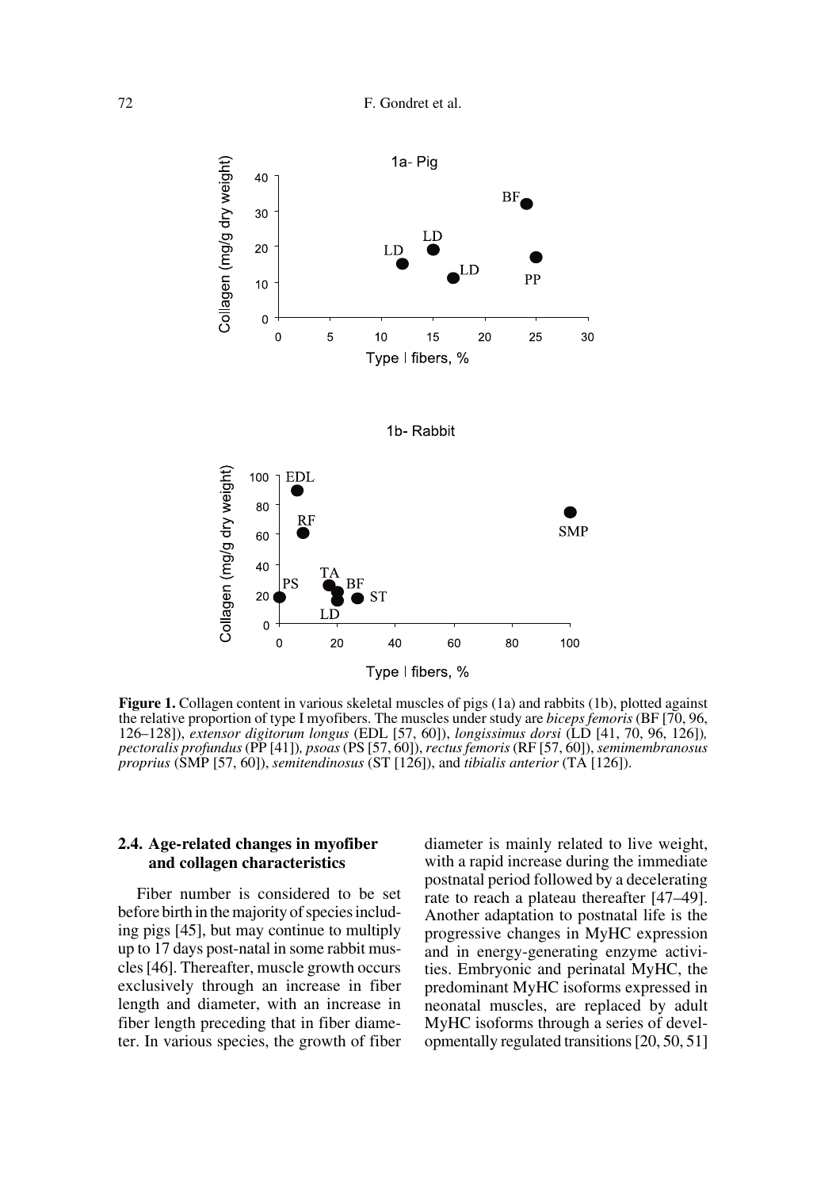**Figure 1.** Collagen content in various skeletal muscles of pigs (1a) and rabbits (1b), plotted against the relative proportion of type I myofibers. The muscles under study are *biceps femoris* (BF [70, 96, 126–128]), *extensor digitorum longus* (EDL [57, 60]), *longissimus dorsi* (LD [41, 70, 96, 126]), *pectoralis profundus* (PP [41]), *psoas* (PS [57, 60]), *rectus femoris* (RF [57, 60]), *semimembranosus proprius* (SMP [57, 60]), *semitendinosus* (ST [126]), and *tibialis anterior* (TA [126]).

### 2.4. Age-related changes in myofiber and collagen characteristics

Fiber number is considered to be set before birth in the majority of species including pigs [45], but may continue to multiply up to 17 days post-natal in some rabbit muscles [46]. Thereafter, muscle growth occurs exclusively through an increase in fiber length and diameter, with an increase in fiber length preceding that in fiber diameter. In various species, the growth of fiber diameter is mainly related to live weight, with a rapid increase during the immediate postnatal period followed by a decelerating rate to reach a plateau thereafter [47–49]. Another adaptation to postnatal life is the progressive changes in MyHC expression and in energy-generating enzyme activities. Embryonic and perinatal MyHC, the predominant MyHC isoforms expressed in neonatal muscles, are replaced by adult MyHC isoforms through a series of developmentally regulated transitions [20, 50, 51]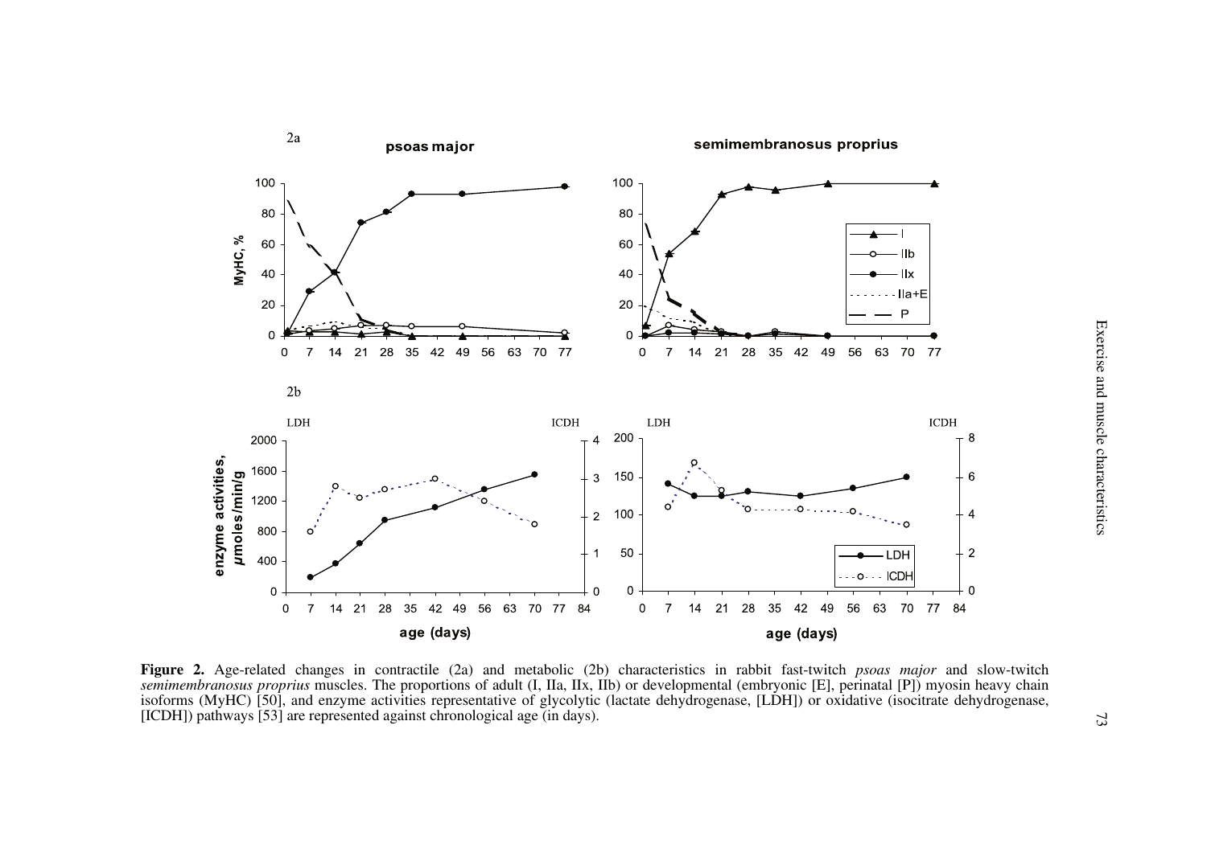**Figure 2.** Age-related changes in contractile (2a) and metabolic (2b) characteristics in rabbit fast-twitch *psoas major* and slow-twitch *semimembranosus proprius* muscles. The proportions of adult (I, IIa, IIx, IIb) or developmental (embryonic [E], perinatal [P]) myosin heavy chain isoforms (MyHC) [50], and enzyme activities representative of glycolytic (lactate dehydrogenase, [LDH]) or oxidative (isocitrate dehydrogenase, [ICDH]) pathways [53] are represented against chronological age (in days).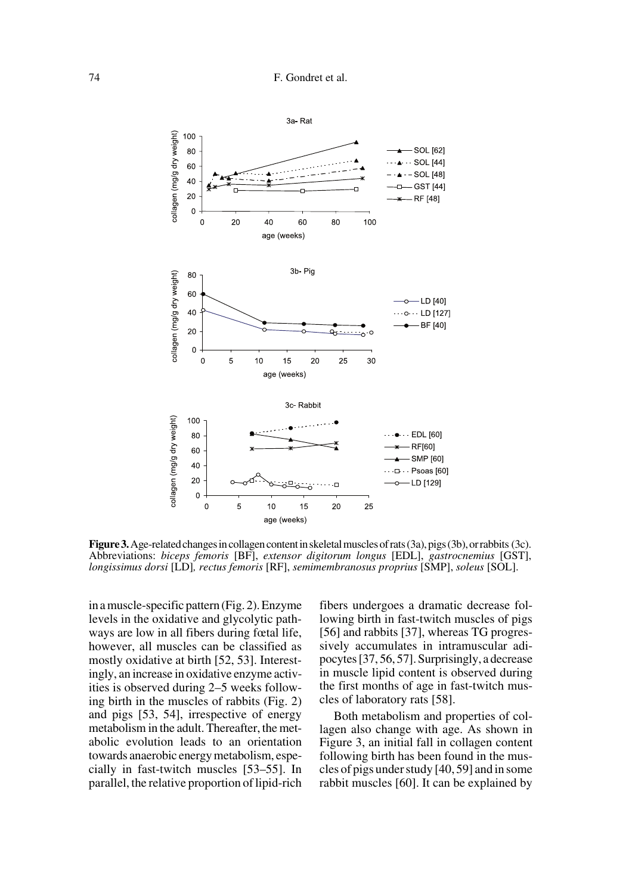**Figure 3.** Age-related changes in collagen content in skeletal muscles of rats (3a), pigs (3b), or rabbits (3c). Abbreviations: *biceps femoris* [BF], *extensor digitorum longus* [EDL], *gastrocnemius* [GST], *longissimus dorsi* [LD], *rectus femoris* [RF], *semimembranosus proprius* [SMP], *soleus* [SOL].

in a muscle-specific pattern (Fig. 2). Enzyme levels in the oxidative and glycolytic pathways are low in all fibers during fœtal life, however, all muscles can be classified as mostly oxidative at birth [52, 53]. Interestingly, an increase in oxidative enzyme activities is observed during 2–5 weeks following birth in the muscles of rabbits (Fig. 2) and pigs [53, 54], irrespective of energy metabolism in the adult. Thereafter, the metabolic evolution leads to an orientation towards anaerobic energy metabolism, especially in fast-twitch muscles [53–55]. In parallel, the relative proportion of lipid-rich fibers undergoes a dramatic decrease following birth in fast-twitch muscles of pigs [56] and rabbits [37], whereas TG progressively accumulates in intramuscular adipocytes [37, 56, 57]. Surprisingly, a decrease in muscle lipid content is observed during the first months of age in fast-twitch muscles of laboratory rats [58].

Both metabolism and properties of collagen also change with age. As shown in Figure 3, an initial fall in collagen content following birth has been found in the muscles of pigs under study [40, 59] and in some rabbit muscles [60]. It can be explained by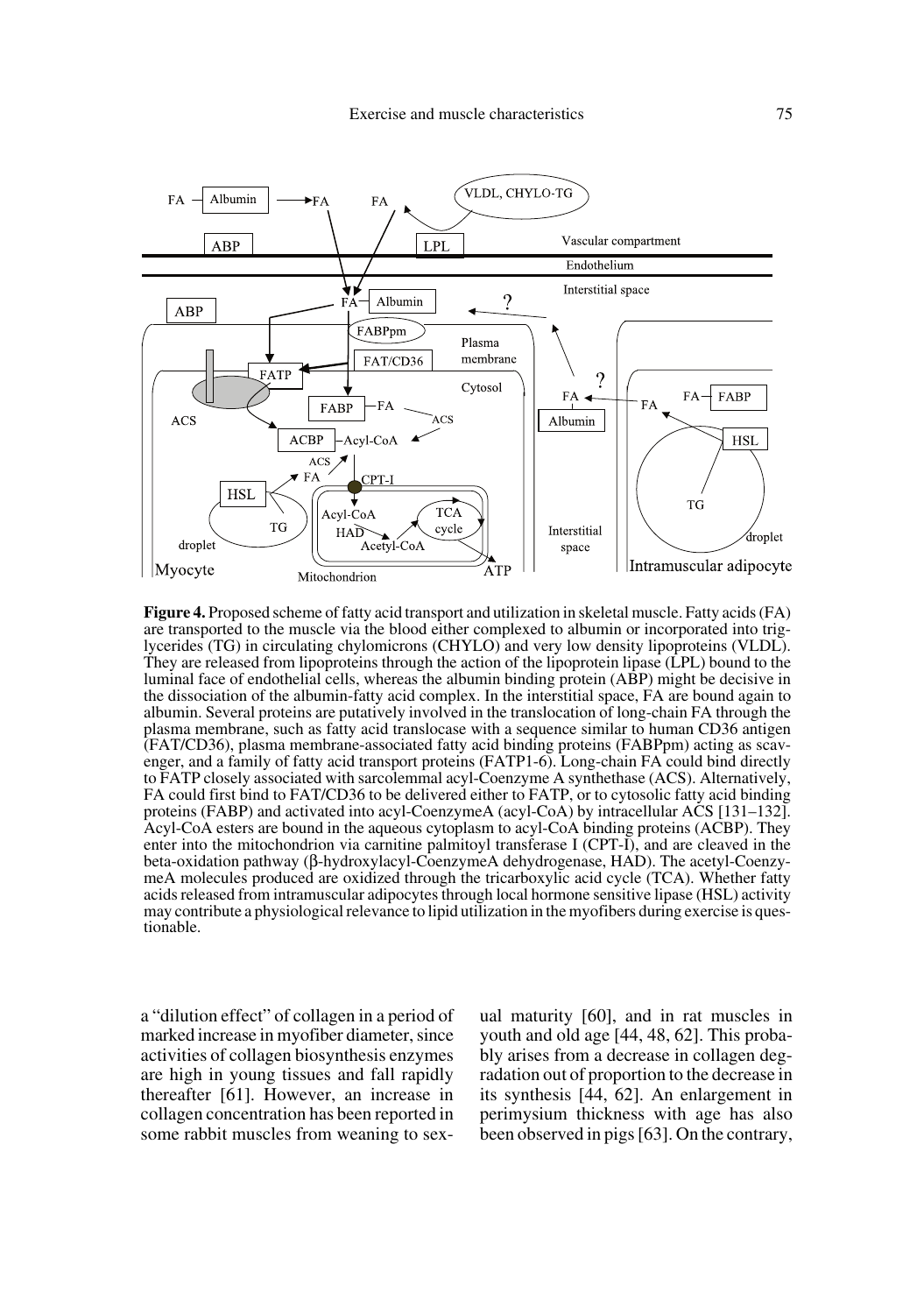**Figure 4.** Proposed scheme of fatty acid transport and utilization in skeletal muscle. Fatty acids (FA) are transported to the muscle via the blood either complexed to albumin or incorporated into triglycerides (TG) in circulating chylomicrons (CHYLO) and very low density lipoproteins (VLDL). They are released from lipoproteins through the action of the lipoprotein lipase (LPL) bound to the luminal face of endothelial cells, whereas the albumin binding protein (ABP) might be decisive in the dissociation of the albumin-fatty acid complex. In the interstitial space, FA are bound again to albumin. Several proteins are putatively involved in the translocation of long-chain FA through the plasma membrane, such as fatty acid translocase with a sequence similar to human CD36 antigen (FAT/CD36), plasma membrane-associated fatty acid binding proteins (FABPpm) acting as scavenger, and a family of fatty acid transport proteins (FATP1-6). Long-chain FA could bind directly to FATP closely associated with sarcolemmal acyl-Coenzyme A synthethase (ACS). Alternatively, FA could first bind to FAT/CD36 to be delivered either to FATP, or to cytosolic fatty acid binding proteins (FABP) and activated into acyl-CoenzymeA (acyl-CoA) by intracellular ACS [131–132]. Acyl-CoA esters are bound in the aqueous cytoplasm to acyl-CoA binding proteins (ACBP). They enter into the mitochondrion via carnitine palmitoyl transferase I (CPT-I), and are cleaved in the beta-oxidation pathway (β-hydroxylacyl-CoenzymeA dehydrogenase, HAD). The acetyl-CoenzymeA molecules produced are oxidized through the tricarboxylic acid cycle (TCA). Whether fatty acids released from intramuscular adipocytes through local hormone sensitive lipase (HSL) activity may contribute a physiological relevance to lipid utilization in the myofibers during exercise is questionable.

a "dilution effect" of collagen in a period of marked increase in myofiber diameter, since activities of collagen biosynthesis enzymes are high in young tissues and fall rapidly thereafter [61]. However, an increase in collagen concentration has been reported in some rabbit muscles from weaning to sexual maturity [60], and in rat muscles in youth and old age [44, 48, 62]. This probably arises from a decrease in collagen degradation out of proportion to the decrease in its synthesis [44, 62]. An enlargement in perimysium thickness with age has also been observed in pigs [63]. On the contrary,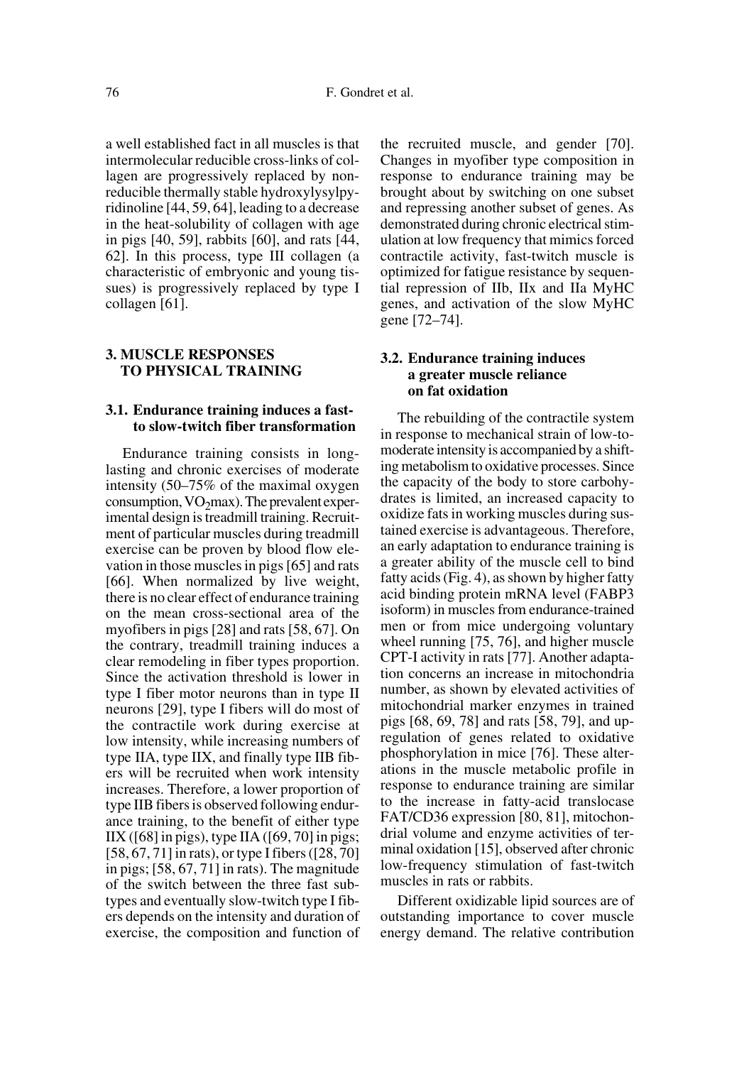a well established fact in all muscles is that intermolecular reducible cross-links of collagen are progressively replaced by nonreducible thermally stable hydroxylysylpyridinoline [44, 59, 64], leading to a decrease in the heat-solubility of collagen with age in pigs [40, 59], rabbits [60], and rats [44, 62]. In this process, type III collagen (a characteristic of embryonic and young tissues) is progressively replaced by type I collagen [61].

## 3. MUSCLE RESPONSES TO PHYSICAL TRAINING

### 3.1. Endurance training induces a fast- to slow-twitch fiber transformation

Endurance training consists in long-lasting and chronic exercises of moderate intensity (50–75% of the maximal oxygen consumption, $VO_2$max). The prevalent experimental design is treadmill training. Recruitment of particular muscles during treadmill exercise can be proven by blood flow elevation in those muscles in pigs [65] and rats [66]. When normalized by live weight, there is no clear effect of endurance training on the mean cross-sectional area of the myofibers in pigs [28] and rats [58, 67]. On the contrary, treadmill training induces a clear remodeling in fiber types proportion. Since the activation threshold is lower in type I fiber motor neurons than in type II neurons [29], type I fibers will do most of the contractile work during exercise at low intensity, while increasing numbers of type IIA, type IIX, and finally type IIB fibers will be recruited when work intensity increases. Therefore, a lower proportion of type IIB fibers is observed following endurance training, to the benefit of either type IIX ([68] in pigs), type IIA ([69, 70] in pigs; [58, 67, 71] in rats), or type I fibers ([28, 70] in pigs; [58, 67, 71] in rats). The magnitude of the switch between the three fast subtypes and eventually slow-twitch type I fibers depends on the intensity and duration of exercise, the composition and function of the recruited muscle, and gender [70]. Changes in myofiber type composition in response to endurance training may be brought about by switching on one subset and repressing another subset of genes. As demonstrated during chronic electrical stimulation at low frequency that mimics forced contractile activity, fast-twitch muscle is optimized for fatigue resistance by sequential repression of IIb, IIx and IIa MyHC genes, and activation of the slow MyHC gene [72–74].

### 3.2. Endurance training induces a greater muscle reliance on fat oxidation

The rebuilding of the contractile system in response to mechanical strain of low-to-moderate intensity is accompanied by a shifting metabolism to oxidative processes. Since the capacity of the body to store carbohydrates is limited, an increased capacity to oxidize fats in working muscles during sustained exercise is advantageous. Therefore, an early adaptation to endurance training is a greater ability of the muscle cell to bind fatty acids (Fig. 4), as shown by higher fatty acid binding protein mRNA level (FABP3 isoform) in muscles from endurance-trained men or from mice undergoing voluntary wheel running [75, 76], and higher muscle CPT-I activity in rats [77]. Another adaptation concerns an increase in mitochondria number, as shown by elevated activities of mitochondrial marker enzymes in trained pigs [68, 69, 78] and rats [58, 79], and up-regulation of genes related to oxidative phosphorylation in mice [76]. These alterations in the muscle metabolic profile in response to endurance training are similar to the increase in fatty-acid translocase FAT/CD36 expression [80, 81], mitochondrial volume and enzyme activities of terminal oxidation [15], observed after chronic low-frequency stimulation of fast-twitch muscles in rats or rabbits.

Different oxidizable lipid sources are of outstanding importance to cover muscle energy demand. The relative contribution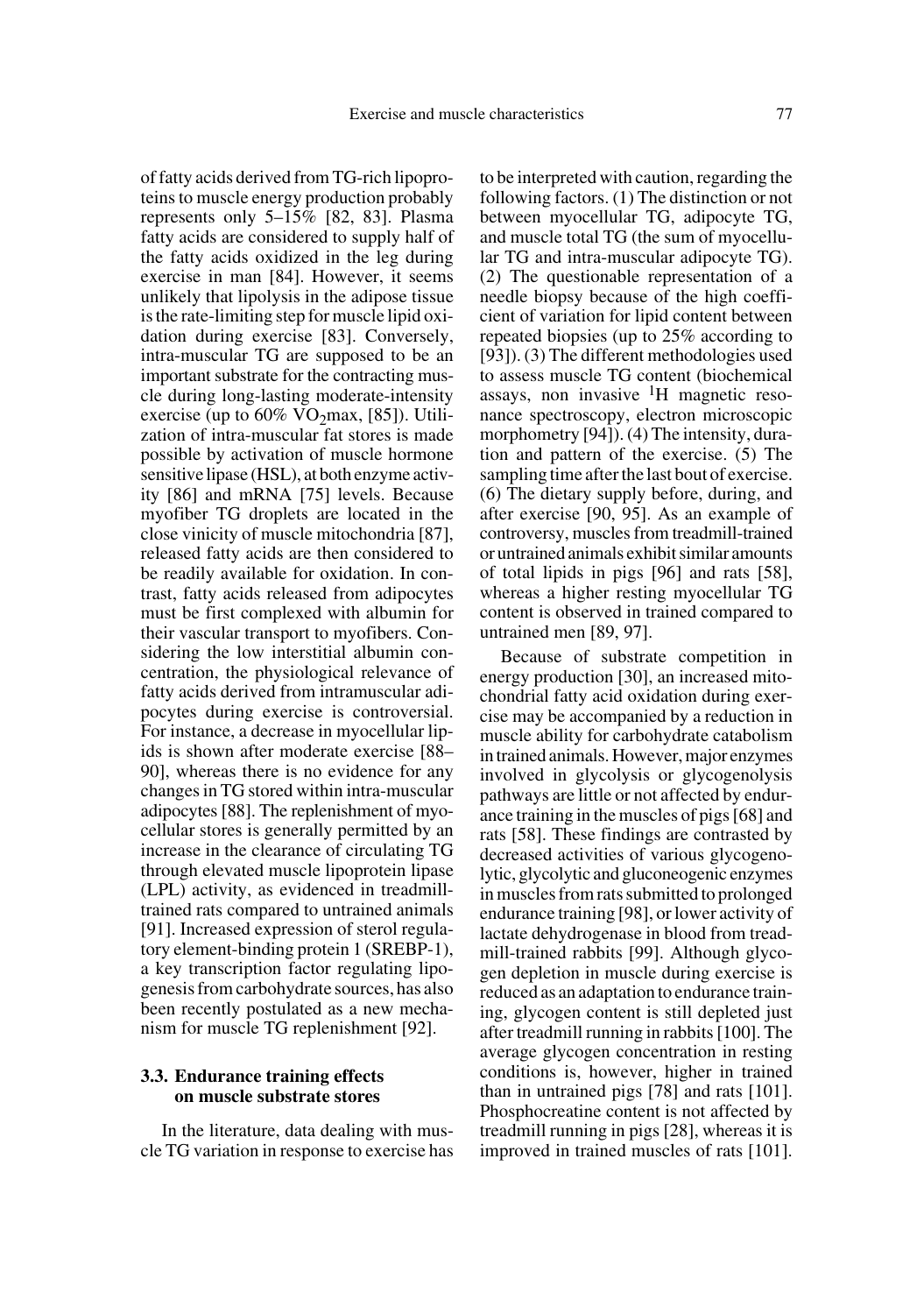of fatty acids derived from TG-rich lipoproteins to muscle energy production probably represents only 5–15% [82, 83]. Plasma fatty acids are considered to supply half of the fatty acids oxidized in the leg during exercise in man [84]. However, it seems unlikely that lipolysis in the adipose tissue is the rate-limiting step for muscle lipid oxidation during exercise [83]. Conversely, intra-muscular TG are supposed to be an important substrate for the contracting muscle during long-lasting moderate-intensity exercise (up to 60% $VO_2$max, [85]). Utilization of intra-muscular fat stores is made possible by activation of muscle hormone sensitive lipase (HSL), at both enzyme activity [86] and mRNA [75] levels. Because myofiber TG droplets are located in the close vinicity of muscle mitochondria [87], released fatty acids are then considered to be readily available for oxidation. In contrast, fatty acids released from adipocytes must be first complexed with albumin for their vascular transport to myofibers. Considering the low interstitial albumin concentration, the physiological relevance of fatty acids derived from intramuscular adipocytes during exercise is controversial. For instance, a decrease in myocellular lipids is shown after moderate exercise [88–90], whereas there is no evidence for any changes in TG stored within intra-muscular adipocytes [88]. The replenishment of myocellular stores is generally permitted by an increase in the clearance of circulating TG through elevated muscle lipoprotein lipase (LPL) activity, as evidenced in treadmill-trained rats compared to untrained animals [91]. Increased expression of sterol regulatory element-binding protein 1 (SREBP-1), a key transcription factor regulating lipogenesis from carbohydrate sources, has also been recently postulated as a new mechanism for muscle TG replenishment [92].

### 3.3. Endurance training effects on muscle substrate stores

In the literature, data dealing with muscle TG variation in response to exercise has to be interpreted with caution, regarding the following factors. (1) The distinction or not between myocellular TG, adipocyte TG, and muscle total TG (the sum of myocellular TG and intra-muscular adipocyte TG). (2) The questionable representation of a needle biopsy because of the high coefficient of variation for lipid content between repeated biopsies (up to 25% according to [93]). (3) The different methodologies used to assess muscle TG content (biochemical assays, non invasive $^1$H magnetic resonance spectroscopy, electron microscopic morphometry [94]). (4) The intensity, duration and pattern of the exercise. (5) The sampling time after the last bout of exercise. (6) The dietary supply before, during, and after exercise [90, 95]. As an example of controversy, muscles from treadmill-trained or untrained animals exhibit similar amounts of total lipids in pigs [96] and rats [58], whereas a higher resting myocellular TG content is observed in trained compared to untrained men [89, 97].

Because of substrate competition in energy production [30], an increased mitochondrial fatty acid oxidation during exercise may be accompanied by a reduction in muscle ability for carbohydrate catabolism in trained animals. However, major enzymes involved in glycolysis or glycogenolysis pathways are little or not affected by endurance training in the muscles of pigs [68] and rats [58]. These findings are contrasted by decreased activities of various glycogenolytic, glycolytic and gluconeogenic enzymes in muscles from rats submitted to prolonged endurance training [98], or lower activity of lactate dehydrogenase in blood from treadmill-trained rabbits [99]. Although glycogen depletion in muscle during exercise is reduced as an adaptation to endurance training, glycogen content is still depleted just after treadmill running in rabbits [100]. The average glycogen concentration in resting conditions is, however, higher in trained than in untrained pigs [78] and rats [101]. Phosphocreatine content is not affected by treadmill running in pigs [28], whereas it is improved in trained muscles of rats [101].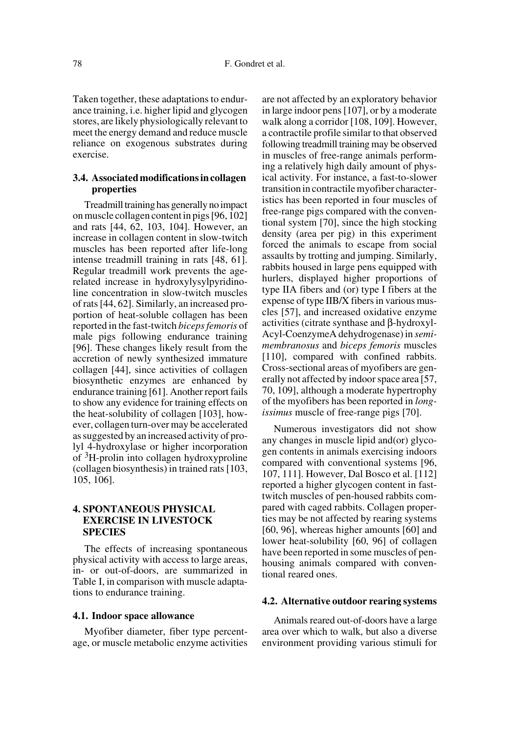Taken together, these adaptations to endurance training, i.e. higher lipid and glycogen stores, are likely physiologically relevant to meet the energy demand and reduce muscle reliance on exogenous substrates during exercise.

### 3.4. Associated modifications in collagen properties

Treadmill training has generally no impact on muscle collagen content in pigs [96, 102] and rats [44, 62, 103, 104]. However, an increase in collagen content in slow-twitch muscles has been reported after life-long intense treadmill training in rats [48, 61]. Regular treadmill work prevents the age-related increase in hydroxylysylpyridinoline concentration in slow-twitch muscles of rats [44, 62]. Similarly, an increased proportion of heat-soluble collagen has been reported in the fast-twitch *biceps femoris* of male pigs following endurance training [96]. These changes likely result from the accretion of newly synthesized immature collagen [44], since activities of collagen biosynthetic enzymes are enhanced by endurance training [61]. Another report fails to show any evidence for training effects on the heat-solubility of collagen [103], however, collagen turn-over may be accelerated as suggested by an increased activity of prolyl 4-hydroxylase or higher incorporation of $^{3}$H-prolin into collagen hydroxyproline (collagen biosynthesis) in trained rats [103, 105, 106].

## 4. SPONTANEOUS PHYSICAL EXERCISE IN LIVESTOCK SPECIES

The effects of increasing spontaneous physical activity with access to large areas, in- or out-of-doors, are summarized in Table I, in comparison with muscle adaptations to endurance training.

### 4.1. Indoor space allowance

Myofiber diameter, fiber type percentage, or muscle metabolic enzyme activities are not affected by an exploratory behavior in large indoor pens [107], or by a moderate walk along a corridor [108, 109]. However, a contractile profile similar to that observed following treadmill training may be observed in muscles of free-range animals performing a relatively high daily amount of physical activity. For instance, a fast-to-slower transition in contractile myofiber characteristics has been reported in four muscles of free-range pigs compared with the conventional system [70], since the high stocking density (area per pig) in this experiment forced the animals to escape from social assaults by trotting and jumping. Similarly, rabbits housed in large pens equipped with hurlers, displayed higher proportions of type IIA fibers and (or) type I fibers at the expense of type IIB/X fibers in various muscles [57], and increased oxidative enzyme activities (citrate synthase and β-hydroxyl-Acyl-CoenzymeA dehydrogenase) in *semimembranosus* and *biceps femoris* muscles [110], compared with confined rabbits. Cross-sectional areas of myofibers are generally not affected by indoor space area [57, 70, 109], although a moderate hypertrophy of the myofibers has been reported in *longissimus* muscle of free-range pigs [70].

Numerous investigators did not show any changes in muscle lipid and(or) glycogen contents in animals exercising indoors compared with conventional systems [96, 107, 111]. However, Dal Bosco et al. [112] reported a higher glycogen content in fast-twitch muscles of pen-housed rabbits compared with caged rabbits. Collagen properties may be not affected by rearing systems [60, 96], whereas higher amounts [60] and lower heat-solubility [60, 96] of collagen have been reported in some muscles of pen-housing animals compared with conventional reared ones.

### 4.2. Alternative outdoor rearing systems

Animals reared out-of-doors have a large area over which to walk, but also a diverse environment providing various stimuli for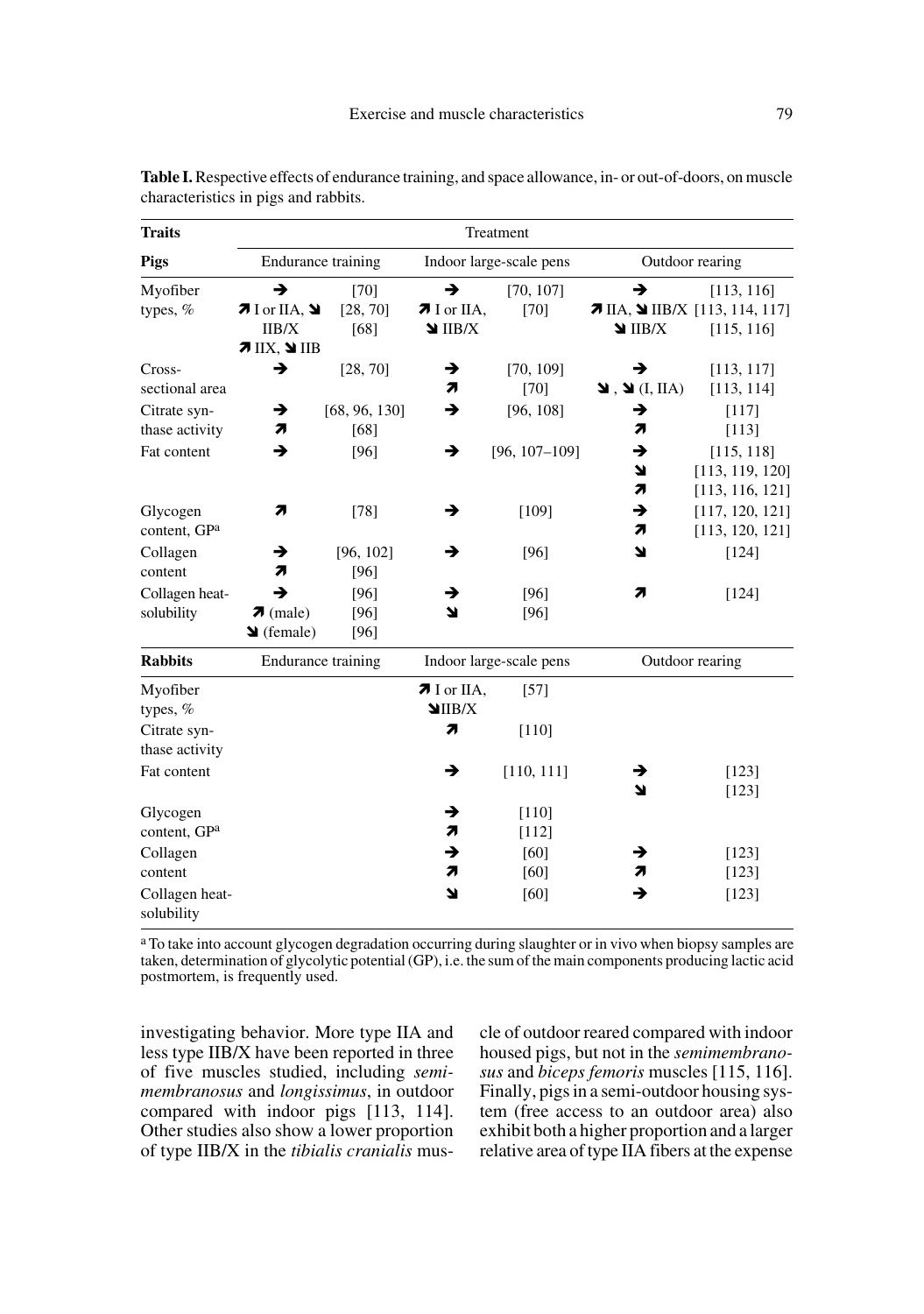**Table I.** Respective effects of endurance training, and space allowance, in- or out-of-doors, on muscle characteristics in pigs and rabbits.

| Traits | Treatment | | | | | |
|---|---|---|---|---|---|---|
| **Pigs** | Endurance training | | Indoor large-scale pens | | Outdoor rearing | |
| Myofiber types, % | ➔ | [70] | ➔ | [70, 107] | ➔ | [113, 116] |
| | ➚ I or IIA, ➘ IIB/X | [28, 70] | ➚ I or IIA, ➘ IIB/X | [70] | ➚ IIA, ➘ IIB/X | [113, 114, 117] |
| | ➚ IIX, ➘ IIB | [68] | | | ➘ IIB/X | [115, 116] |
| Cross-sectional area | ➔ | [28, 70] | ➔ | [70, 109] | ➔ | [113, 117] |
| | | | ➚ | [70] | ➘ , ➘ (I, IIA) | [113, 114] |
| Citrate synthase activity | ➔ | [68, 96, 130] | ➔ | [96, 108] | ➔ | [117] |
| | ➚ | [68] | | | ➚ | [113] |
| Fat content | ➔ | [96] | ➔ | [96, 107–109] | ➔ | [115, 118] |
| | | | | | ➘ | [113, 119, 120] |
| | | | | | ➚ | [113, 116, 121] |
| Glycogen content, GP[a] | ➚ | [78] | ➔ | [109] | ➔ | [117, 120, 121] |
| | | | | | ➚ | [113, 120, 121] |
| Collagen content | ➔ | [96, 102] | ➔ | [96] | ➘ | [124] |
| | ➚ | [96] | | | | |
| Collagen heat-solubility | ➔ | [96] | ➔ | [96] | ➚ | [124] |
| | ➚ (male) | [96] | ➘ | [96] | | |
| | ➘ (female) | [96] | | | | |
| **Rabbits** | Endurance training | | Indoor large-scale pens | | Outdoor rearing | |
| Myofiber types, % | | | ➚ I or IIA, ➘IIB/X | [57] | | |
| Citrate synthase activity | | | ➚ | [110] | | |
| Fat content | | | ➔ | [110, 111] | ➔ | [123] |
| | | | | | ➘ | [123] |
| Glycogen content, GP[a] | | | ➔ | [110] | | |
| | | | ➚ | [112] | | |
| Collagen content | | | ➔ | [60] | ➔ | [123] |
| | | | ➚ | [60] | ➚ | [123] |
| Collagen heat-solubility | | | ➘ | [60] | ➔ | [123] |

[a] To take into account glycogen degradation occurring during slaughter or in vivo when biopsy samples are taken, determination of glycolytic potential (GP), i.e. the sum of the main components producing lactic acid postmortem, is frequently used.

investigating behavior. More type IIA and less type IIB/X have been reported in three of five muscles studied, including *semimembranosus* and *longissimus*, in outdoor compared with indoor pigs [113, 114]. Other studies also show a lower proportion of type IIB/X in the *tibialis cranialis* muscle of outdoor reared compared with indoor housed pigs, but not in the *semimembranosus* and *biceps femoris* muscles [115, 116]. Finally, pigs in a semi-outdoor housing system (free access to an outdoor area) also exhibit both a higher proportion and a larger relative area of type IIA fibers at the expense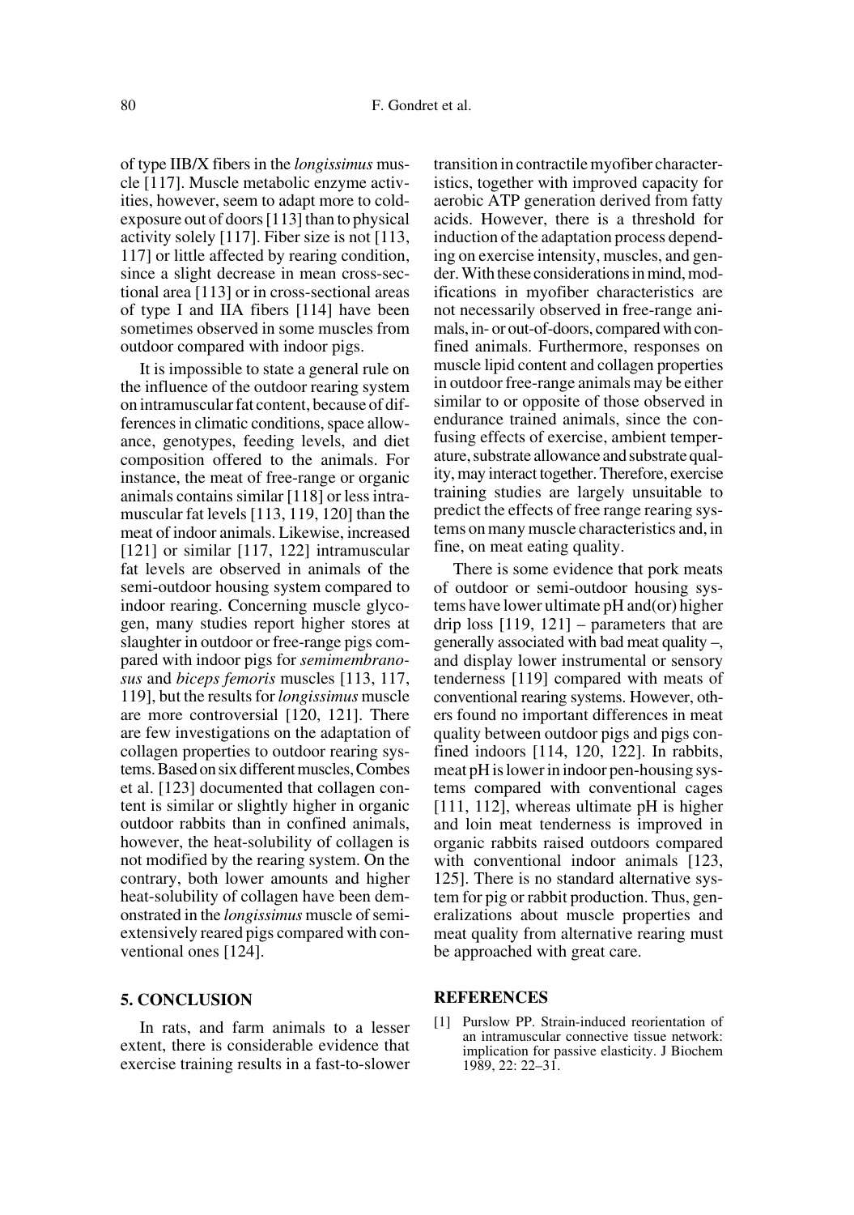of type IIB/X fibers in the *longissimus* muscle [117]. Muscle metabolic enzyme activities, however, seem to adapt more to cold-exposure out of doors [113] than to physical activity solely [117]. Fiber size is not [113, 117] or little affected by rearing condition, since a slight decrease in mean cross-sectional area [113] or in cross-sectional areas of type I and IIA fibers [114] have been sometimes observed in some muscles from outdoor compared with indoor pigs.

It is impossible to state a general rule on the influence of the outdoor rearing system on intramuscular fat content, because of differences in climatic conditions, space allowance, genotypes, feeding levels, and diet composition offered to the animals. For instance, the meat of free-range or organic animals contains similar [118] or less intramuscular fat levels [113, 119, 120] than the meat of indoor animals. Likewise, increased [121] or similar [117, 122] intramuscular fat levels are observed in animals of the semi-outdoor housing system compared to indoor rearing. Concerning muscle glycogen, many studies report higher stores at slaughter in outdoor or free-range pigs compared with indoor pigs for *semimembranosus* and *biceps femoris* muscles [113, 117, 119], but the results for *longissimus* muscle are more controversial [120, 121]. There are few investigations on the adaptation of collagen properties to outdoor rearing systems. Based on six different muscles, Combes et al. [123] documented that collagen content is similar or slightly higher in organic outdoor rabbits than in confined animals, however, the heat-solubility of collagen is not modified by the rearing system. On the contrary, both lower amounts and higher heat-solubility of collagen have been demonstrated in the *longissimus* muscle of semi-extensively reared pigs compared with conventional ones [124].

## 5. CONCLUSION

In rats, and farm animals to a lesser extent, there is considerable evidence that exercise training results in a fast-to-slower transition in contractile myofiber characteristics, together with improved capacity for aerobic ATP generation derived from fatty acids. However, there is a threshold for induction of the adaptation process depending on exercise intensity, muscles, and gender. With these considerations in mind, modifications in myofiber characteristics are not necessarily observed in free-range animals, in- or out-of-doors, compared with confined animals. Furthermore, responses on muscle lipid content and collagen properties in outdoor free-range animals may be either similar to or opposite of those observed in endurance trained animals, since the confusing effects of exercise, ambient temperature, substrate allowance and substrate quality, may interact together. Therefore, exercise training studies are largely unsuitable to predict the effects of free range rearing systems on many muscle characteristics and, in fine, on meat eating quality.

There is some evidence that pork meats of outdoor or semi-outdoor housing systems have lower ultimate pH and(or) higher drip loss [119, 121] – parameters that are generally associated with bad meat quality –, and display lower instrumental or sensory tenderness [119] compared with meats of conventional rearing systems. However, others found no important differences in meat quality between outdoor pigs and pigs confined indoors [114, 120, 122]. In rabbits, meat pH is lower in indoor pen-housing systems compared with conventional cages [111, 112], whereas ultimate pH is higher and loin meat tenderness is improved in organic rabbits raised outdoors compared with conventional indoor animals [123, 125]. There is no standard alternative system for pig or rabbit production. Thus, generalizations about muscle properties and meat quality from alternative rearing must be approached with great care.

## REFERENCES

[1] Purslow PP. Strain-induced reorientation of an intramuscular connective tissue network: implication for passive elasticity. J Biochem 1989, 22: 22–31.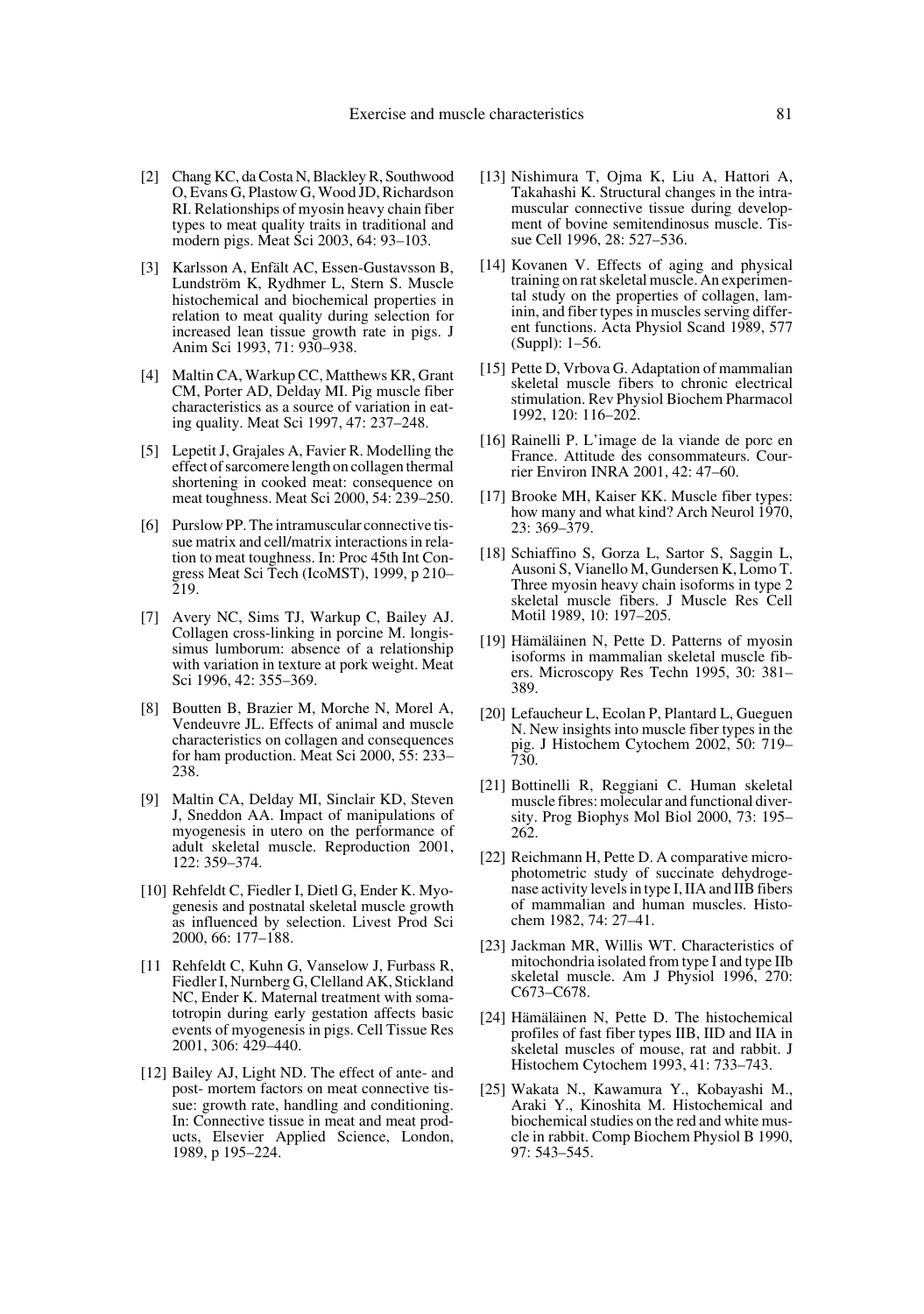[2] Chang KC, da Costa N, Blackley R, Southwood O, Evans G, Plastow G, Wood JD, Richardson RI. Relationships of myosin heavy chain fiber types to meat quality traits in traditional and modern pigs. Meat Sci 2003, 64: 93–103.

[3] Karlsson A, Enfält AC, Essen-Gustavsson B, Lundström K, Rydhmer L, Stern S. Muscle histochemical and biochemical properties in relation to meat quality during selection for increased lean tissue growth rate in pigs. J Anim Sci 1993, 71: 930–938.

[4] Maltin CA, Warkup CC, Matthews KR, Grant CM, Porter AD, Delday MI. Pig muscle fiber characteristics as a source of variation in eating quality. Meat Sci 1997, 47: 237–248.

[5] Lepetit J, Grajales A, Favier R. Modelling the effect of sarcomere length on collagen thermal shortening in cooked meat: consequence on meat toughness. Meat Sci 2000, 54: 239–250.

[6] Purslow PP. The intramuscular connective tissue matrix and cell/matrix interactions in relation to meat toughness. In: Proc 45th Int Congress Meat Sci Tech (IcoMST), 1999, p 210–219.

[7] Avery NC, Sims TJ, Warkup C, Bailey AJ. Collagen cross-linking in porcine M. longissimus lumborum: absence of a relationship with variation in texture at pork weight. Meat Sci 1996, 42: 355–369.

[8] Boutten B, Brazier M, Morche N, Morel A, Vendeuvre JL. Effects of animal and muscle characteristics on collagen and consequences for ham production. Meat Sci 2000, 55: 233–238.

[9] Maltin CA, Delday MI, Sinclair KD, Steven J, Sneddon AA. Impact of manipulations of myogenesis in utero on the performance of adult skeletal muscle. Reproduction 2001, 122: 359–374.

[10] Rehfeldt C, Fiedler I, Dietl G, Ender K. Myogenesis and postnatal skeletal muscle growth as influenced by selection. Livest Prod Sci 2000, 66: 177–188.

[11 Rehfeldt C, Kuhn G, Vanselow J, Furbass R, Fiedler I, Nurnberg G, Clelland AK, Stickland NC, Ender K. Maternal treatment with somatotropin during early gestation affects basic events of myogenesis in pigs. Cell Tissue Res 2001, 306: 429–440.

[12] Bailey AJ, Light ND. The effect of ante- and post- mortem factors on meat connective tissue: growth rate, handling and conditioning. In: Connective tissue in meat and meat products, Elsevier Applied Science, London, 1989, p 195–224.

[13] Nishimura T, Ojma K, Liu A, Hattori A, Takahashi K. Structural changes in the intramuscular connective tissue during development of bovine semitendinosus muscle. Tissue Cell 1996, 28: 527–536.

[14] Kovanen V. Effects of aging and physical training on rat skeletal muscle. An experimental study on the properties of collagen, laminin, and fiber types in muscles serving different functions. Acta Physiol Scand 1989, 577 (Suppl): 1–56.

[15] Pette D, Vrbova G. Adaptation of mammalian skeletal muscle fibers to chronic electrical stimulation. Rev Physiol Biochem Pharmacol 1992, 120: 116–202.

[16] Rainelli P. L'image de la viande de porc en France. Attitude des consommateurs. Courrier Environ INRA 2001, 42: 47–60.

[17] Brooke MH, Kaiser KK. Muscle fiber types: how many and what kind? Arch Neurol 1970, 23: 369–379.

[18] Schiaffino S, Gorza L, Sartor S, Saggin L, Ausoni S, Vianello M, Gundersen K, Lomo T. Three myosin heavy chain isoforms in type 2 skeletal muscle fibers. J Muscle Res Cell Motil 1989, 10: 197–205.

[19] Hämäläinen N, Pette D. Patterns of myosin isoforms in mammalian skeletal muscle fibers. Microscopy Res Techn 1995, 30: 381–389.

[20] Lefaucheur L, Ecolan P, Plantard L, Gueguen N. New insights into muscle fiber types in the pig. J Histochem Cytochem 2002, 50: 719–730.

[21] Bottinelli R, Reggiani C. Human skeletal muscle fibres: molecular and functional diversity. Prog Biophys Mol Biol 2000, 73: 195–262.

[22] Reichmann H, Pette D. A comparative microphotometric study of succinate dehydrogenase activity levels in type I, IIA and IIB fibers of mammalian and human muscles. Histochem 1982, 74: 27–41.

[23] Jackman MR, Willis WT. Characteristics of mitochondria isolated from type I and type IIb skeletal muscle. Am J Physiol 1996, 270: C673–C678.

[24] Hämäläinen N, Pette D. The histochemical profiles of fast fiber types IIB, IID and IIA in skeletal muscles of mouse, rat and rabbit. J Histochem Cytochem 1993, 41: 733–743.

[25] Wakata N., Kawamura Y., Kobayashi M., Araki Y., Kinoshita M. Histochemical and biochemical studies on the red and white muscle in rabbit. Comp Biochem Physiol B 1990, 97: 543–545.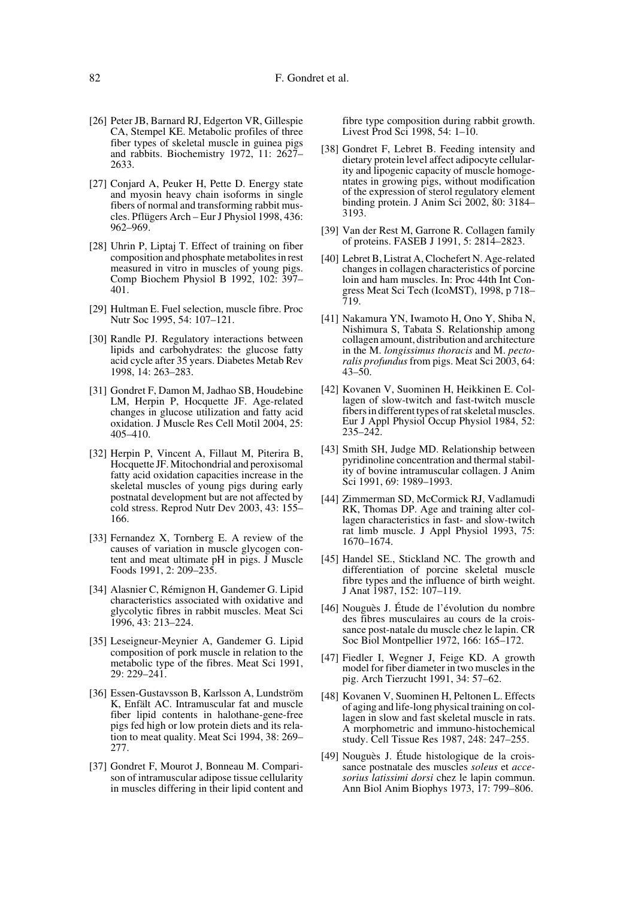[26] Peter JB, Barnard RJ, Edgerton VR, Gillespie CA, Stempel KE. Metabolic profiles of three fiber types of skeletal muscle in guinea pigs and rabbits. Biochemistry 1972, 11: 2627–2633.

[27] Conjard A, Peuker H, Pette D. Energy state and myosin heavy chain isoforms in single fibers of normal and transforming rabbit muscles. Pflügers Arch – Eur J Physiol 1998, 436: 962–969.

[28] Uhrin P, Liptaj T. Effect of training on fiber composition and phosphate metabolites in rest measured in vitro in muscles of young pigs. Comp Biochem Physiol B 1992, 102: 397–401.

[29] Hultman E. Fuel selection, muscle fibre. Proc Nutr Soc 1995, 54: 107–121.

[30] Randle PJ. Regulatory interactions between lipids and carbohydrates: the glucose fatty acid cycle after 35 years. Diabetes Metab Rev 1998, 14: 263–283.

[31] Gondret F, Damon M, Jadhao SB, Houdebine LM, Herpin P, Hocquette JF. Age-related changes in glucose utilization and fatty acid oxidation. J Muscle Res Cell Motil 2004, 25: 405–410.

[32] Herpin P, Vincent A, Fillaut M, Piterira B, Hocquette JF. Mitochondrial and peroxisomal fatty acid oxidation capacities increase in the skeletal muscles of young pigs during early postnatal development but are not affected by cold stress. Reprod Nutr Dev 2003, 43: 155–166.

[33] Fernandez X, Tornberg E. A review of the causes of variation in muscle glycogen content and meat ultimate pH in pigs. J Muscle Foods 1991, 2: 209–235.

[34] Alasnier C, Rémignon H, Gandemer G. Lipid characteristics associated with oxidative and glycolytic fibres in rabbit muscles. Meat Sci 1996, 43: 213–224.

[35] Leseigneur-Meynier A, Gandemer G. Lipid composition of pork muscle in relation to the metabolic type of the fibres. Meat Sci 1991, 29: 229–241.

[36] Essen-Gustavsson B, Karlsson A, Lundström K, Enfält AC. Intramuscular fat and muscle fiber lipid contents in halothane-gene-free pigs fed high or low protein diets and its relation to meat quality. Meat Sci 1994, 38: 269–277.

[37] Gondret F, Mourot J, Bonneau M. Comparison of intramuscular adipose tissue cellularity in muscles differing in their lipid content and fibre type composition during rabbit growth. Livest Prod Sci 1998, 54: 1–10.

[38] Gondret F, Lebret B. Feeding intensity and dietary protein level affect adipocyte cellularity and lipogenic capacity of muscle homogentates in growing pigs, without modification of the expression of sterol regulatory element binding protein. J Anim Sci 2002, 80: 3184–3193.

[39] Van der Rest M, Garrone R. Collagen family of proteins. FASEB J 1991, 5: 2814–2823.

[40] Lebret B, Listrat A, Clochefert N. Age-related changes in collagen characteristics of porcine loin and ham muscles. In: Proc 44th Int Congress Meat Sci Tech (IcoMST), 1998, p 718–719.

[41] Nakamura YN, Iwamoto H, Ono Y, Shiba N, Nishimura S, Tabata S. Relationship among collagen amount, distribution and architecture in the M. *longissimus thoracis* and M. *pectoralis profundus* from pigs. Meat Sci 2003, 64: 43–50.

[42] Kovanen V, Suominen H, Heikkinen E. Collagen of slow-twitch and fast-twitch muscle fibers in different types of rat skeletal muscles. Eur J Appl Physiol Occup Physiol 1984, 52: 235–242.

[43] Smith SH, Judge MD. Relationship between pyridinoline concentration and thermal stability of bovine intramuscular collagen. J Anim Sci 1991, 69: 1989–1993.

[44] Zimmerman SD, McCormick RJ, Vadlamudi RK, Thomas DP. Age and training alter collagen characteristics in fast- and slow-twitch rat limb muscle. J Appl Physiol 1993, 75: 1670–1674.

[45] Handel SE., Stickland NC. The growth and differentiation of porcine skeletal muscle fibre types and the influence of birth weight. J Anat 1987, 152: 107–119.

[46] Nouguès J. Étude de l'évolution du nombre des fibres musculaires au cours de la croissance post-natale du muscle chez le lapin. CR Soc Biol Montpellier 1972, 166: 165–172.

[47] Fiedler I, Wegner J, Feige KD. A growth model for fiber diameter in two muscles in the pig. Arch Tierzucht 1991, 34: 57–62.

[48] Kovanen V, Suominen H, Peltonen L. Effects of aging and life-long physical training on collagen in slow and fast skeletal muscle in rats. A morphometric and immuno-histochemical study. Cell Tissue Res 1987, 248: 247–255.

[49] Nouguès J. Étude histologique de la croissance postnatale des muscles *soleus* et *accesorius latissimi dorsi* chez le lapin commun. Ann Biol Anim Biophys 1973, 17: 799–806.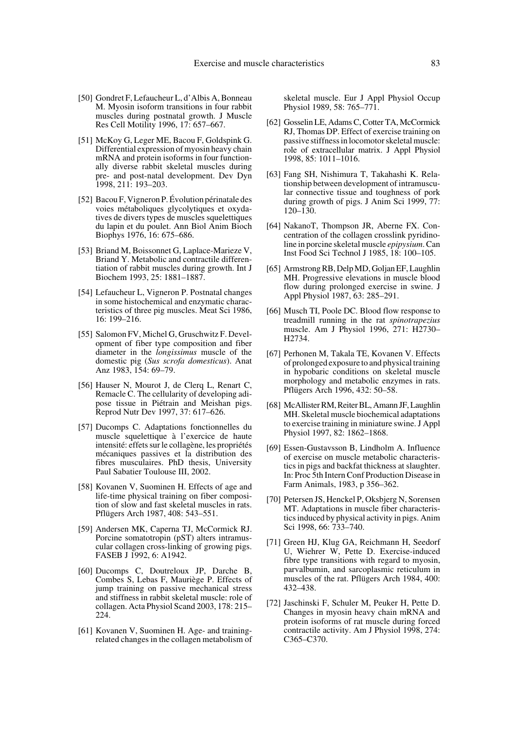[50] Gondret F, Lefaucheur L, d'Albis A, Bonneau M. Myosin isoform transitions in four rabbit muscles during postnatal growth. J Muscle Res Cell Motility 1996, 17: 657–667.

[51] McKoy G, Leger ME, Bacou F, Goldspink G. Differential expression of myosin heavy chain mRNA and protein isoforms in four functionally diverse rabbit skeletal muscles during pre- and post-natal development. Dev Dyn 1998, 211: 193–203.

[52] Bacou F, Vigneron P. Évolution périnatale des voies métaboliques glycolytiques et oxydatives de divers types de muscles squelettiques du lapin et du poulet. Ann Biol Anim Bioch Biophys 1976, 16: 675–686.

[53] Briand M, Boissonnet G, Laplace-Marieze V, Briand Y. Metabolic and contractile differentiation of rabbit muscles during growth. Int J Biochem 1993, 25: 1881–1887.

[54] Lefaucheur L, Vigneron P. Postnatal changes in some histochemical and enzymatic characteristics of three pig muscles. Meat Sci 1986, 16: 199–216.

[55] Salomon FV, Michel G, Gruschwitz F. Development of fiber type composition and fiber diameter in the *longissimus* muscle of the domestic pig (*Sus scrofa domesticus*). Anat Anz 1983, 154: 69–79.

[56] Hauser N, Mourot J, de Clerq L, Renart C, Remacle C. The cellularity of developing adipose tissue in Piétrain and Meishan pigs. Reprod Nutr Dev 1997, 37: 617–626.

[57] Ducomps C. Adaptations fonctionnelles du muscle squelettique à l'exercice de haute intensité: effets sur le collagène, les propriétés mécaniques passives et la distribution des fibres musculaires. PhD thesis, University Paul Sabatier Toulouse III, 2002.

[58] Kovanen V, Suominen H. Effects of age and life-time physical training on fiber composition of slow and fast skeletal muscles in rats. Pflügers Arch 1987, 408: 543–551.

[59] Andersen MK, Caperna TJ, McCormick RJ. Porcine somatotropin (pST) alters intramuscular collagen cross-linking of growing pigs. FASEB J 1992, 6: A1942.

[60] Ducomps C, Doutreloux JP, Darche B, Combes S, Lebas F, Mauriège P. Effects of jump training on passive mechanical stress and stiffness in rabbit skeletal muscle: role of collagen. Acta Physiol Scand 2003, 178: 215–224.

[61] Kovanen V, Suominen H. Age- and training-related changes in the collagen metabolism of skeletal muscle. Eur J Appl Physiol Occup Physiol 1989, 58: 765–771.

[62] Gosselin LE, Adams C, Cotter TA, McCormick RJ, Thomas DP. Effect of exercise training on passive stiffness in locomotor skeletal muscle: role of extracellular matrix. J Appl Physiol 1998, 85: 1011–1016.

[63] Fang SH, Nishimura T, Takahashi K. Relationship between development of intramuscular connective tissue and toughness of pork during growth of pigs. J Anim Sci 1999, 77: 120–130.

[64] NakanoT, Thompson JR, Aberne FX. Concentration of the collagen crosslink pyridinoline in porcine skeletal muscle *epipysium*. Can Inst Food Sci Technol J 1985, 18: 100–105.

[65] Armstrong RB, Delp MD, Goljan EF, Laughlin MH. Progressive elevations in muscle blood flow during prolonged exercise in swine. J Appl Physiol 1987, 63: 285–291.

[66] Musch TI, Poole DC. Blood flow response to treadmill running in the rat *spinotrapezius* muscle. Am J Physiol 1996, 271: H2730–H2734.

[67] Perhonen M, Takala TE, Kovanen V. Effects of prolonged exposure to and physical training in hypobaric conditions on skeletal muscle morphology and metabolic enzymes in rats. Pflügers Arch 1996, 432: 50–58.

[68] McAllister RM, Reiter BL, Amann JF, Laughlin MH. Skeletal muscle biochemical adaptations to exercise training in miniature swine. J Appl Physiol 1997, 82: 1862–1868.

[69] Essen-Gustavsson B, Lindholm A. Influence of exercise on muscle metabolic characteristics in pigs and backfat thickness at slaughter. In: Proc 5th Intern Conf Production Disease in Farm Animals, 1983, p 356–362.

[70] Petersen JS, Henckel P, Oksbjerg N, Sorensen MT. Adaptations in muscle fiber characteristics induced by physical activity in pigs. Anim Sci 1998, 66: 733–740.

[71] Green HJ, Klug GA, Reichmann H, Seedorf U, Wiehrer W, Pette D. Exercise-induced fibre type transitions with regard to myosin, parvalbumin, and sarcoplasmic reticulum in muscles of the rat. Pflügers Arch 1984, 400: 432–438.

[72] Jaschinski F, Schuler M, Peuker H, Pette D. Changes in myosin heavy chain mRNA and protein isoforms of rat muscle during forced contractile activity. Am J Physiol 1998, 274: C365–C370.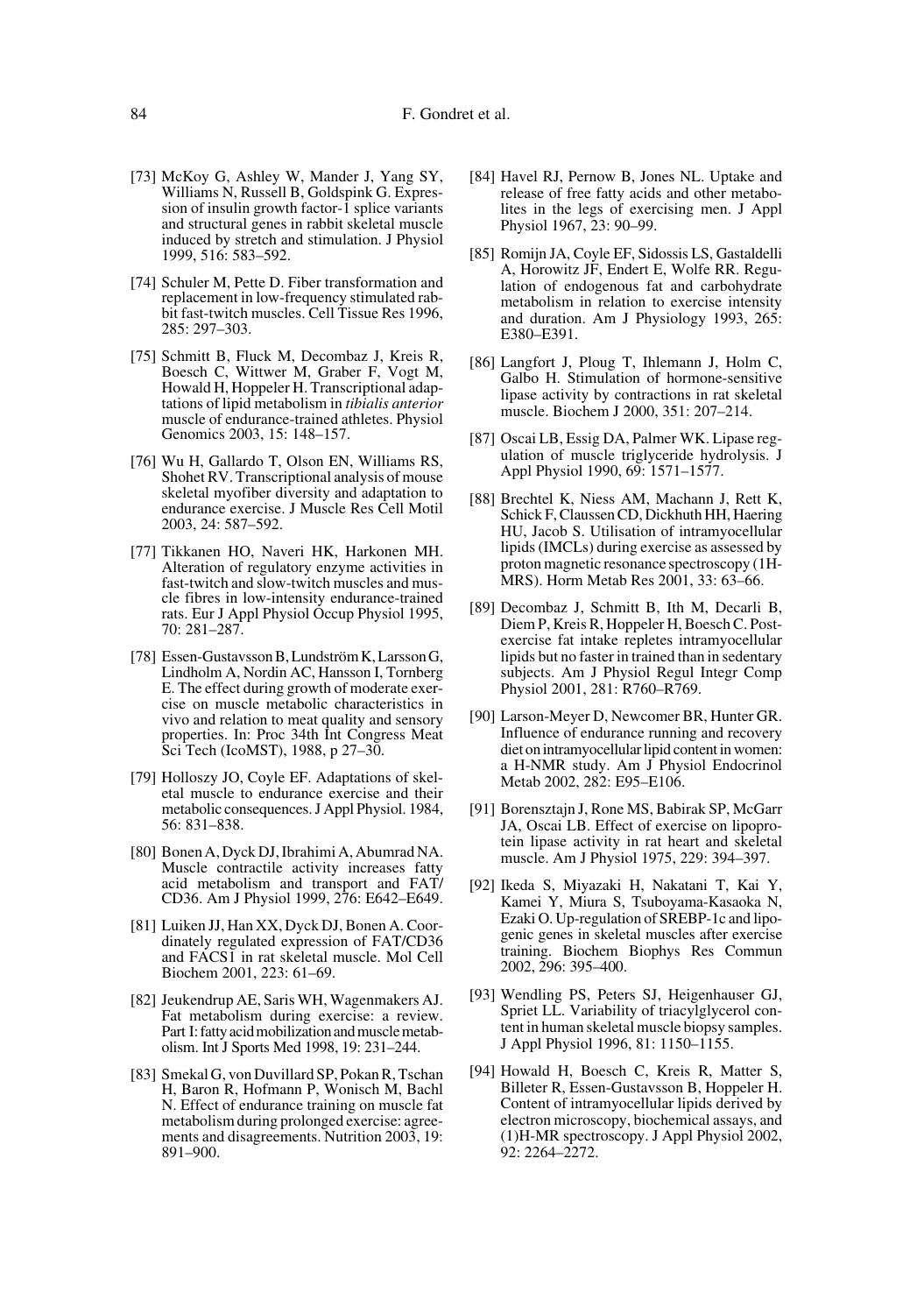[73] McKoy G, Ashley W, Mander J, Yang SY, Williams N, Russell B, Goldspink G. Expression of insulin growth factor-1 splice variants and structural genes in rabbit skeletal muscle induced by stretch and stimulation. J Physiol 1999, 516: 583–592.

[74] Schuler M, Pette D. Fiber transformation and replacement in low-frequency stimulated rabbit fast-twitch muscles. Cell Tissue Res 1996, 285: 297–303.

[75] Schmitt B, Fluck M, Decombaz J, Kreis R, Boesch C, Wittwer M, Graber F, Vogt M, Howald H, Hoppeler H. Transcriptional adaptations of lipid metabolism in *tibialis anterior* muscle of endurance-trained athletes. Physiol Genomics 2003, 15: 148–157.

[76] Wu H, Gallardo T, Olson EN, Williams RS, Shohet RV. Transcriptional analysis of mouse skeletal myofiber diversity and adaptation to endurance exercise. J Muscle Res Cell Motil 2003, 24: 587–592.

[77] Tikkanen HO, Naveri HK, Harkonen MH. Alteration of regulatory enzyme activities in fast-twitch and slow-twitch muscles and muscle fibres in low-intensity endurance-trained rats. Eur J Appl Physiol Occup Physiol 1995, 70: 281–287.

[78] Essen-Gustavsson B, Lundström K, Larsson G, Lindholm A, Nordin AC, Hansson I, Tornberg E. The effect during growth of moderate exercise on muscle metabolic characteristics in vivo and relation to meat quality and sensory properties. In: Proc 34th Int Congress Meat Sci Tech (IcoMST), 1988, p 27–30.

[79] Holloszy JO, Coyle EF. Adaptations of skeletal muscle to endurance exercise and their metabolic consequences. J Appl Physiol. 1984, 56: 831–838.

[80] Bonen A, Dyck DJ, Ibrahimi A, Abumrad NA. Muscle contractile activity increases fatty acid metabolism and transport and FAT/CD36. Am J Physiol 1999, 276: E642–E649.

[81] Luiken JJ, Han XX, Dyck DJ, Bonen A. Coordinately regulated expression of FAT/CD36 and FACS1 in rat skeletal muscle. Mol Cell Biochem 2001, 223: 61–69.

[82] Jeukendrup AE, Saris WH, Wagenmakers AJ. Fat metabolism during exercise: a review. Part I: fatty acid mobilization and muscle metabolism. Int J Sports Med 1998, 19: 231–244.

[83] Smekal G, von Duvillard SP, Pokan R, Tschan H, Baron R, Hofmann P, Wonisch M, Bachl N. Effect of endurance training on muscle fat metabolism during prolonged exercise: agreements and disagreements. Nutrition 2003, 19: 891–900.

[84] Havel RJ, Pernow B, Jones NL. Uptake and release of free fatty acids and other metabolites in the legs of exercising men. J Appl Physiol 1967, 23: 90–99.

[85] Romijn JA, Coyle EF, Sidossis LS, Gastaldelli A, Horowitz JF, Endert E, Wolfe RR. Regulation of endogenous fat and carbohydrate metabolism in relation to exercise intensity and duration. Am J Physiology 1993, 265: E380–E391.

[86] Langfort J, Ploug T, Ihlemann J, Holm C, Galbo H. Stimulation of hormone-sensitive lipase activity by contractions in rat skeletal muscle. Biochem J 2000, 351: 207–214.

[87] Oscai LB, Essig DA, Palmer WK. Lipase regulation of muscle triglyceride hydrolysis. J Appl Physiol 1990, 69: 1571–1577.

[88] Brechtel K, Niess AM, Machann J, Rett K, Schick F, Claussen CD, Dickhuth HH, Haering HU, Jacob S. Utilisation of intramyocellular lipids (IMCLs) during exercise as assessed by proton magnetic resonance spectroscopy (1H-MRS). Horm Metab Res 2001, 33: 63–66.

[89] Decombaz J, Schmitt B, Ith M, Decarli B, Diem P, Kreis R, Hoppeler H, Boesch C. Post-exercise fat intake repletes intramyocellular lipids but no faster in trained than in sedentary subjects. Am J Physiol Regul Integr Comp Physiol 2001, 281: R760–R769.

[90] Larson-Meyer D, Newcomer BR, Hunter GR. Influence of endurance running and recovery diet on intramyocellular lipid content in women: a H-NMR study. Am J Physiol Endocrinol Metab 2002, 282: E95–E106.

[91] Borensztajn J, Rone MS, Babirak SP, McGarr JA, Oscai LB. Effect of exercise on lipoprotein lipase activity in rat heart and skeletal muscle. Am J Physiol 1975, 229: 394–397.

[92] Ikeda S, Miyazaki H, Nakatani T, Kai Y, Kamei Y, Miura S, Tsuboyama-Kasaoka N, Ezaki O. Up-regulation of SREBP-1c and lipogenic genes in skeletal muscles after exercise training. Biochem Biophys Res Commun 2002, 296: 395–400.

[93] Wendling PS, Peters SJ, Heigenhauser GJ, Spriet LL. Variability of triacylglycerol content in human skeletal muscle biopsy samples. J Appl Physiol 1996, 81: 1150–1155.

[94] Howald H, Boesch C, Kreis R, Matter S, Billeter R, Essen-Gustavsson B, Hoppeler H. Content of intramyocellular lipids derived by electron microscopy, biochemical assays, and (1)H-MR spectroscopy. J Appl Physiol 2002, 92: 2264–2272.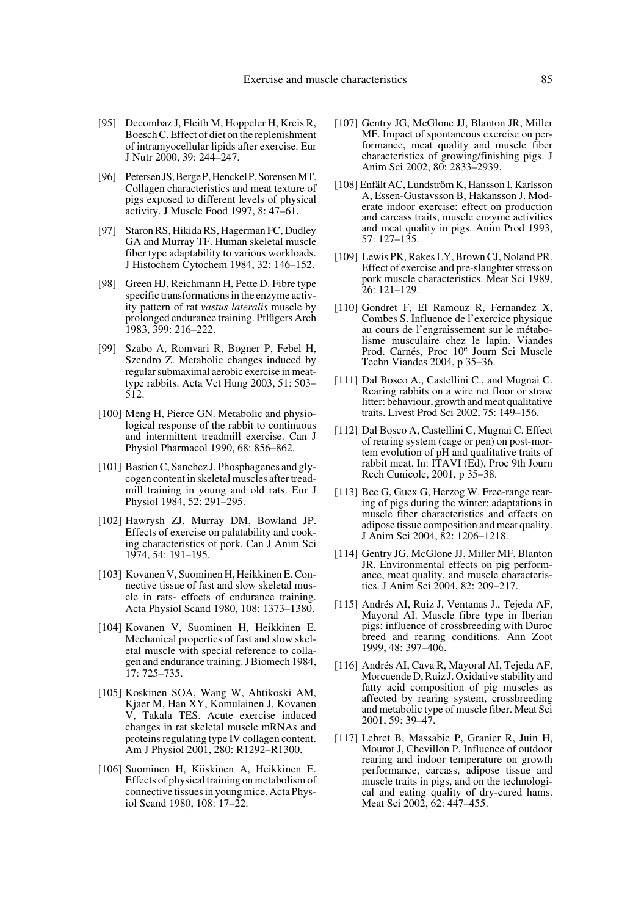[95] Decombaz J, Fleith M, Hoppeler H, Kreis R, Boesch C. Effect of diet on the replenishment of intramyocellular lipids after exercise. Eur J Nutr 2000, 39: 244–247.

[96] Petersen JS, Berge P, Henckel P, Sorensen MT. Collagen characteristics and meat texture of pigs exposed to different levels of physical activity. J Muscle Food 1997, 8: 47–61.

[97] Staron RS, Hikida RS, Hagerman FC, Dudley GA and Murray TF. Human skeletal muscle fiber type adaptability to various workloads. J Histochem Cytochem 1984, 32: 146–152.

[98] Green HJ, Reichmann H, Pette D. Fibre type specific transformations in the enzyme activity pattern of rat *vastus lateralis* muscle by prolonged endurance training. Pflügers Arch 1983, 399: 216–222.

[99] Szabo A, Romvari R, Bogner P, Febel H, Szendro Z. Metabolic changes induced by regular submaximal aerobic exercise in meat-type rabbits. Acta Vet Hung 2003, 51: 503–512.

[100] Meng H, Pierce GN. Metabolic and physiological response of the rabbit to continuous and intermittent treadmill exercise. Can J Physiol Pharmacol 1990, 68: 856–862.

[101] Bastien C, Sanchez J. Phosphagenes and glycogen content in skeletal muscles after treadmill training in young and old rats. Eur J Physiol 1984, 52: 291–295.

[102] Hawrysh ZJ, Murray DM, Bowland JP. Effects of exercise on palatability and cooking characteristics of pork. Can J Anim Sci 1974, 54: 191–195.

[103] Kovanen V, Suominen H, Heikkinen E. Connective tissue of fast and slow skeletal muscle in rats- effects of endurance training. Acta Physiol Scand 1980, 108: 1373–1380.

[104] Kovanen V, Suominen H, Heikkinen E. Mechanical properties of fast and slow skeletal muscle with special reference to collagen and endurance training. J Biomech 1984, 17: 725–735.

[105] Koskinen SOA, Wang W, Ahtikoski AM, Kjaer M, Han XY, Komulainen J, Kovanen V, Takala TES. Acute exercise induced changes in rat skeletal muscle mRNAs and proteins regulating type IV collagen content. Am J Physiol 2001, 280: R1292–R1300.

[106] Suominen H, Kiiskinen A, Heikkinen E. Effects of physical training on metabolism of connective tissues in young mice. Acta Physiol Scand 1980, 108: 17–22.

[107] Gentry JG, McGlone JJ, Blanton JR, Miller MF. Impact of spontaneous exercise on performance, meat quality and muscle fiber characteristics of growing/finishing pigs. J Anim Sci 2002, 80: 2833–2939.

[108] Enfält AC, Lundström K, Hansson I, Karlsson A, Essen-Gustavsson B, Hakansson J. Moderate indoor exercise: effect on production and carcass traits, muscle enzyme activities and meat quality in pigs. Anim Prod 1993, 57: 127–135.

[109] Lewis PK, Rakes LY, Brown CJ, Noland PR. Effect of exercise and pre-slaughter stress on pork muscle characteristics. Meat Sci 1989, 26: 121–129.

[110] Gondret F, El Ramouz R, Fernandez X, Combes S. Influence de l'exercice physique au cours de l'engraissement sur le métabolisme musculaire chez le lapin. Viandes Prod. Carnés, Proc 10[e] Journ Sci Muscle Techn Viandes 2004, p 35–36.

[111] Dal Bosco A., Castellini C., and Mugnai C. Rearing rabbits on a wire net floor or straw litter: behaviour, growth and meat qualitative traits. Livest Prod Sci 2002, 75: 149–156.

[112] Dal Bosco A, Castellini C, Mugnai C. Effect of rearing system (cage or pen) on post-mortem evolution of pH and qualitative traits of rabbit meat. In: ITAVI (Ed), Proc 9th Journ Rech Cunicole, 2001, p 35–38.

[113] Bee G, Guex G, Herzog W. Free-range rearing of pigs during the winter: adaptations in muscle fiber characteristics and effects on adipose tissue composition and meat quality. J Anim Sci 2004, 82: 1206–1218.

[114] Gentry JG, McGlone JJ, Miller MF, Blanton JR. Environmental effects on pig performance, meat quality, and muscle characteristics. J Anim Sci 2004, 82: 209–217.

[115] Andrés AI, Ruiz J, Ventanas J., Tejeda AF, Mayoral AI. Muscle fibre type in Iberian pigs: influence of crossbreeding with Duroc breed and rearing conditions. Ann Zoot 1999, 48: 397–406.

[116] Andrés AI, Cava R, Mayoral AI, Tejeda AF, Morcuende D, Ruiz J. Oxidative stability and fatty acid composition of pig muscles as affected by rearing system, crossbreeding and metabolic type of muscle fiber. Meat Sci 2001, 59: 39–47.

[117] Lebret B, Massabie P, Granier R, Juin H, Mourot J, Chevillon P. Influence of outdoor rearing and indoor temperature on growth performance, carcass, adipose tissue and muscle traits in pigs, and on the technological and eating quality of dry-cured hams. Meat Sci 2002, 62: 447–455.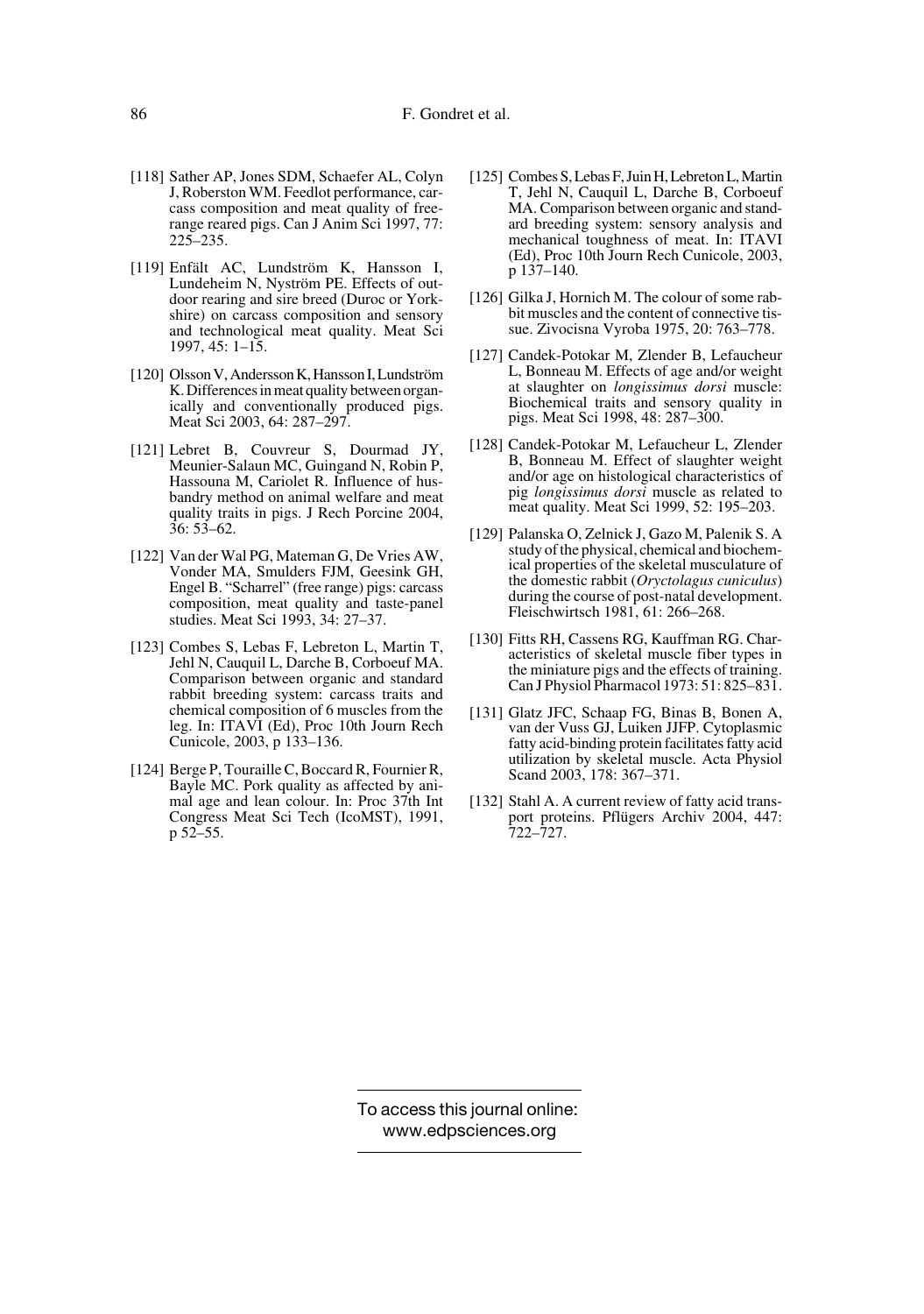[118] Sather AP, Jones SDM, Schaefer AL, Colyn J, Roberston WM. Feedlot performance, carcass composition and meat quality of free-range reared pigs. Can J Anim Sci 1997, 77: 225–235.

[119] Enfält AC, Lundström K, Hansson I, Lundeheim N, Nyström PE. Effects of outdoor rearing and sire breed (Duroc or Yorkshire) on carcass composition and sensory and technological meat quality. Meat Sci 1997, 45: 1–15.

[120] Olsson V, Andersson K, Hansson I, Lundström K. Differences in meat quality between organically and conventionally produced pigs. Meat Sci 2003, 64: 287–297.

[121] Lebret B, Couvreur S, Dourmad JY, Meunier-Salaun MC, Guingand N, Robin P, Hassouna M, Cariolet R. Influence of husbandry method on animal welfare and meat quality traits in pigs. J Rech Porcine 2004, 36: 53–62.

[122] Van der Wal PG, Mateman G, De Vries AW, Vonder MA, Smulders FJM, Geesink GH, Engel B. "Scharrel" (free range) pigs: carcass composition, meat quality and taste-panel studies. Meat Sci 1993, 34: 27–37.

[123] Combes S, Lebas F, Lebreton L, Martin T, Jehl N, Cauquil L, Darche B, Corboeuf MA. Comparison between organic and standard rabbit breeding system: carcass traits and chemical composition of 6 muscles from the leg. In: ITAVI (Ed), Proc 10th Journ Rech Cunicole, 2003, p 133–136.

[124] Berge P, Touraille C, Boccard R, Fournier R, Bayle MC. Pork quality as affected by animal age and lean colour. In: Proc 37th Int Congress Meat Sci Tech (IcoMST), 1991, p 52–55.

[125] Combes S, Lebas F, Juin H, Lebreton L, Martin T, Jehl N, Cauquil L, Darche B, Corboeuf MA. Comparison between organic and standard breeding system: sensory analysis and mechanical toughness of meat. In: ITAVI (Ed), Proc 10th Journ Rech Cunicole, 2003, p 137–140.

[126] Gilka J, Hornich M. The colour of some rabbit muscles and the content of connective tissue. Zivocisna Vyroba 1975, 20: 763–778.

[127] Candek-Potokar M, Zlender B, Lefaucheur L, Bonneau M. Effects of age and/or weight at slaughter on *longissimus dorsi* muscle: Biochemical traits and sensory quality in pigs. Meat Sci 1998, 48: 287–300.

[128] Candek-Potokar M, Lefaucheur L, Zlender B, Bonneau M. Effect of slaughter weight and/or age on histological characteristics of pig *longissimus dorsi* muscle as related to meat quality. Meat Sci 1999, 52: 195–203.

[129] Palanska O, Zelnick J, Gazo M, Palenik S. A study of the physical, chemical and biochemical properties of the skeletal musculature of the domestic rabbit (*Oryctolagus cuniculus*) during the course of post-natal development. Fleischwirtsch 1981, 61: 266–268.

[130] Fitts RH, Cassens RG, Kauffman RG. Characteristics of skeletal muscle fiber types in the miniature pigs and the effects of training. Can J Physiol Pharmacol 1973: 51: 825–831.

[131] Glatz JFC, Schaap FG, Binas B, Bonen A, van der Vuss GJ, Luiken JJFP. Cytoplasmic fatty acid-binding protein facilitates fatty acid utilization by skeletal muscle. Acta Physiol Scand 2003, 178: 367–371.

[132] Stahl A. A current review of fatty acid transport proteins. Pflügers Archiv 2004, 447: 722–727.

To access this journal online:
www.edpsciences.org